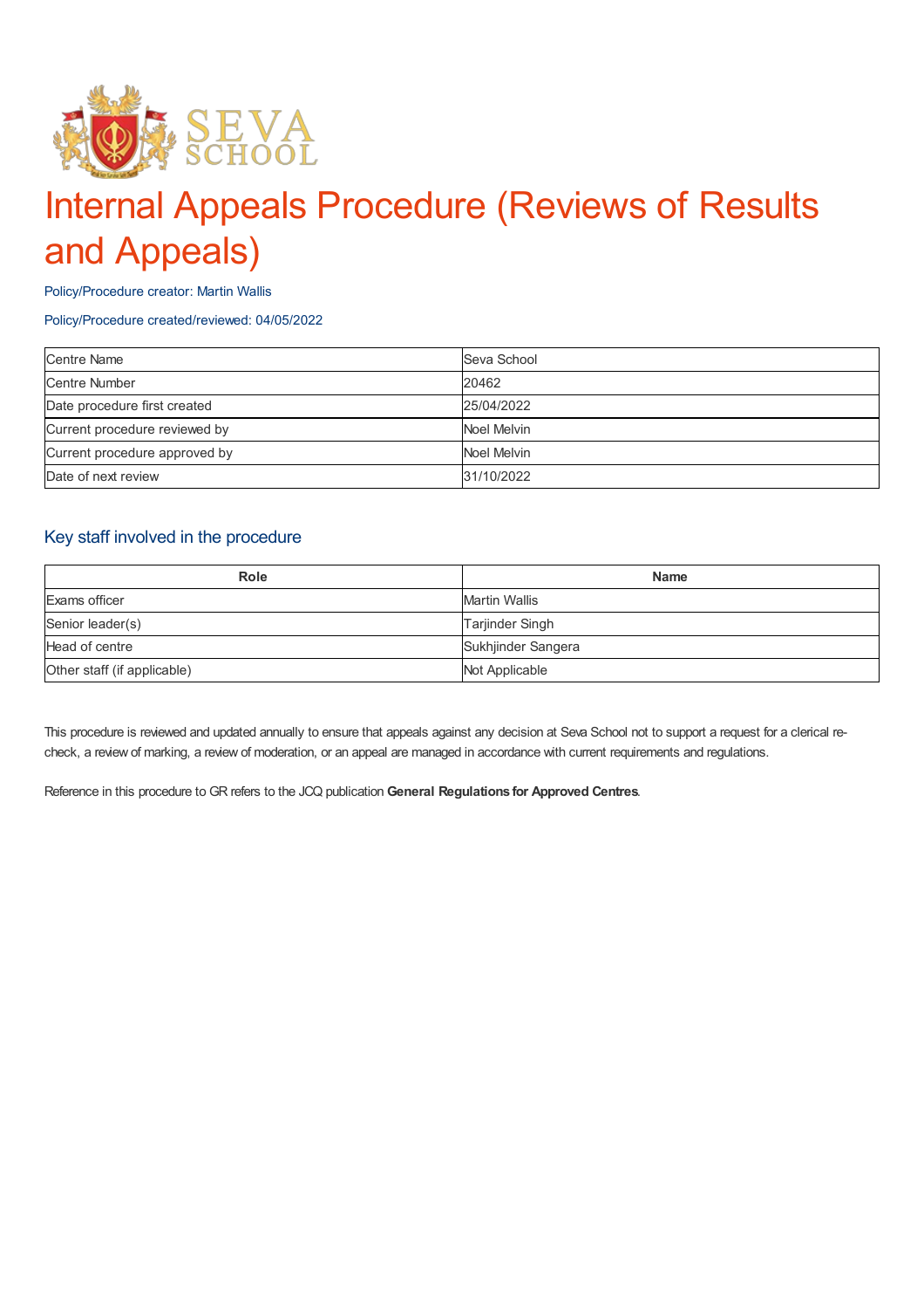# Internal Appeals Procedure (Reviews of Results and Appeals)

Policy/Procedure creator: Martin Wallis

Policy/Procedure created/reviewed: 04/05/2022

| Centre Name | Seva School |
|---|---|
| Centre Number | 20462 |
| Date procedure first created | 25/04/2022 |
| Current procedure reviewed by | Noel Melvin |
| Current procedure approved by | Noel Melvin |
| Date of next review | 31/10/2022 |

## Key staff involved in the procedure

| Role | Name |
|---|---|
| Exams officer | Martin Wallis |
| Senior leader(s) | Tarjinder Singh |
| Head of centre | Sukhjinder Sangera |
| Other staff (if applicable) | Not Applicable |

This procedure is reviewed and updated annually to ensure that appeals against any decision at Seva School not to support a request for a clerical re-check, a review of marking, a review of moderation, or an appeal are managed in accordance with current requirements and regulations.

Reference in this procedure to GR refers to the JCQ publication **General Regulations for Approved Centres**.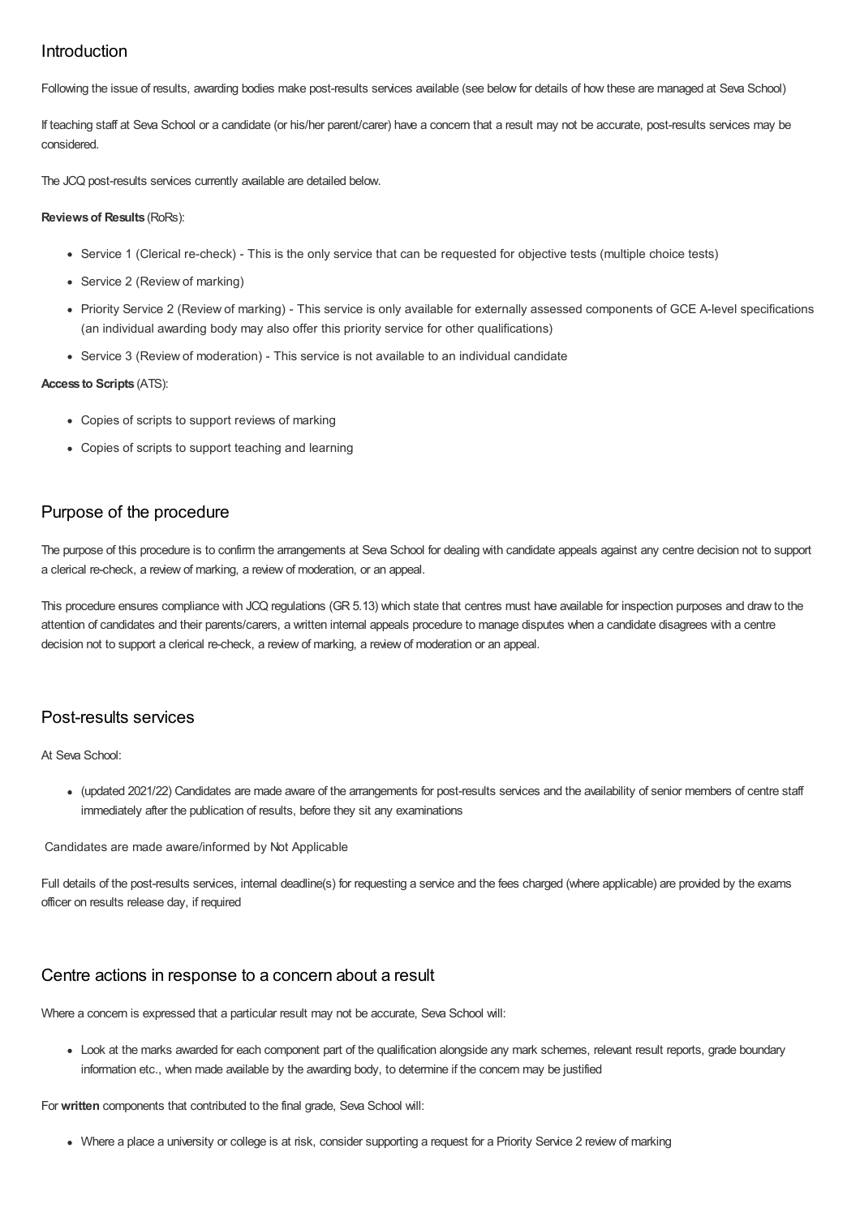## Introduction

Following the issue of results, awarding bodies make post-results services available (see below for details of how these are managed at Seva School)

If teaching staff at Seva School or a candidate (or his/her parent/carer) have a concern that a result may not be accurate, post-results services may be considered.

The JCQ post-results services currently available are detailed below.

**Reviews of Results** (RoRs):

- Service 1 (Clerical re-check) - This is the only service that can be requested for objective tests (multiple choice tests)
- Service 2 (Review of marking)
- Priority Service 2 (Review of marking) - This service is only available for externally assessed components of GCE A-level specifications (an individual awarding body may also offer this priority service for other qualifications)
- Service 3 (Review of moderation) - This service is not available to an individual candidate

**Access to Scripts** (ATS):

- Copies of scripts to support reviews of marking
- Copies of scripts to support teaching and learning

## Purpose of the procedure

The purpose of this procedure is to confirm the arrangements at Seva School for dealing with candidate appeals against any centre decision not to support a clerical re-check, a review of marking, a review of moderation, or an appeal.

This procedure ensures compliance with JCQ regulations (GR 5.13) which state that centres must have available for inspection purposes and draw to the attention of candidates and their parents/carers, a written internal appeals procedure to manage disputes when a candidate disagrees with a centre decision not to support a clerical re-check, a review of marking, a review of moderation or an appeal.

## Post-results services

At Seva School:

- (updated 2021/22) Candidates are made aware of the arrangements for post-results services and the availability of senior members of centre staff immediately after the publication of results, before they sit any examinations

Candidates are made aware/informed by Not Applicable

Full details of the post-results services, internal deadline(s) for requesting a service and the fees charged (where applicable) are provided by the exams officer on results release day, if required

## Centre actions in response to a concern about a result

Where a concern is expressed that a particular result may not be accurate, Seva School will:

- Look at the marks awarded for each component part of the qualification alongside any mark schemes, relevant result reports, grade boundary information etc., when made available by the awarding body, to determine if the concern may be justified

For **written** components that contributed to the final grade, Seva School will:

- Where a place a university or college is at risk, consider supporting a request for a Priority Service 2 review of marking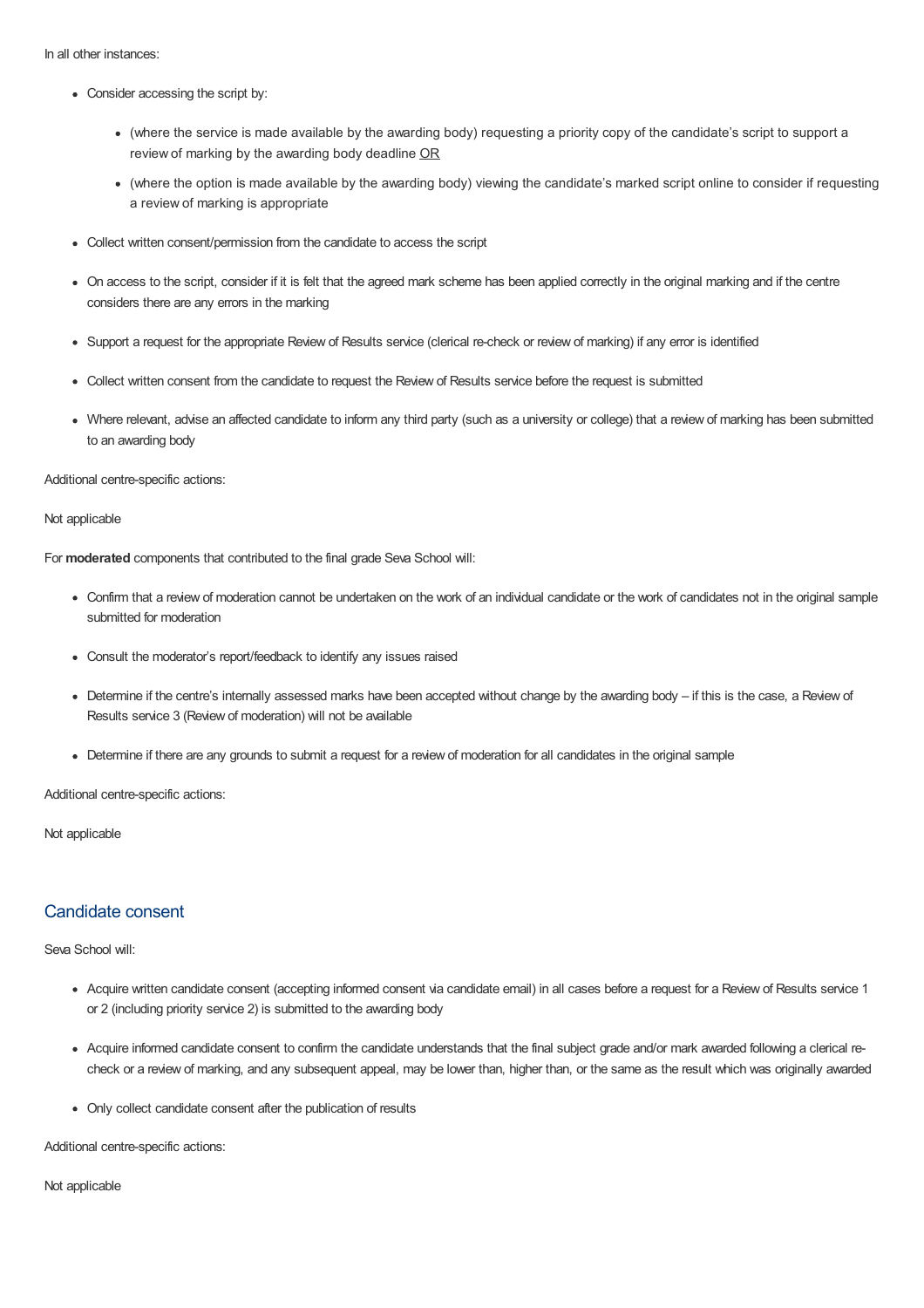In all other instances:

- Consider accessing the script by:
  - (where the service is made available by the awarding body) requesting a priority copy of the candidate's script to support a review of marking by the awarding body deadline OR
  - (where the option is made available by the awarding body) viewing the candidate's marked script online to consider if requesting a review of marking is appropriate
- Collect written consent/permission from the candidate to access the script
- On access to the script, consider if it is felt that the agreed mark scheme has been applied correctly in the original marking and if the centre considers there are any errors in the marking
- Support a request for the appropriate Review of Results service (clerical re-check or review of marking) if any error is identified
- Collect written consent from the candidate to request the Review of Results service before the request is submitted
- Where relevant, advise an affected candidate to inform any third party (such as a university or college) that a review of marking has been submitted to an awarding body

Additional centre-specific actions:

Not applicable

For **moderated** components that contributed to the final grade Seva School will:

- Confirm that a review of moderation cannot be undertaken on the work of an individual candidate or the work of candidates not in the original sample submitted for moderation
- Consult the moderator's report/feedback to identify any issues raised
- Determine if the centre's internally assessed marks have been accepted without change by the awarding body – if this is the case, a Review of Results service 3 (Review of moderation) will not be available
- Determine if there are any grounds to submit a request for a review of moderation for all candidates in the original sample

Additional centre-specific actions:

Not applicable

## Candidate consent

Seva School will:

- Acquire written candidate consent (accepting informed consent via candidate email) in all cases before a request for a Review of Results service 1 or 2 (including priority service 2) is submitted to the awarding body
- Acquire informed candidate consent to confirm the candidate understands that the final subject grade and/or mark awarded following a clerical re-check or a review of marking, and any subsequent appeal, may be lower than, higher than, or the same as the result which was originally awarded
- Only collect candidate consent after the publication of results

Additional centre-specific actions:

Not applicable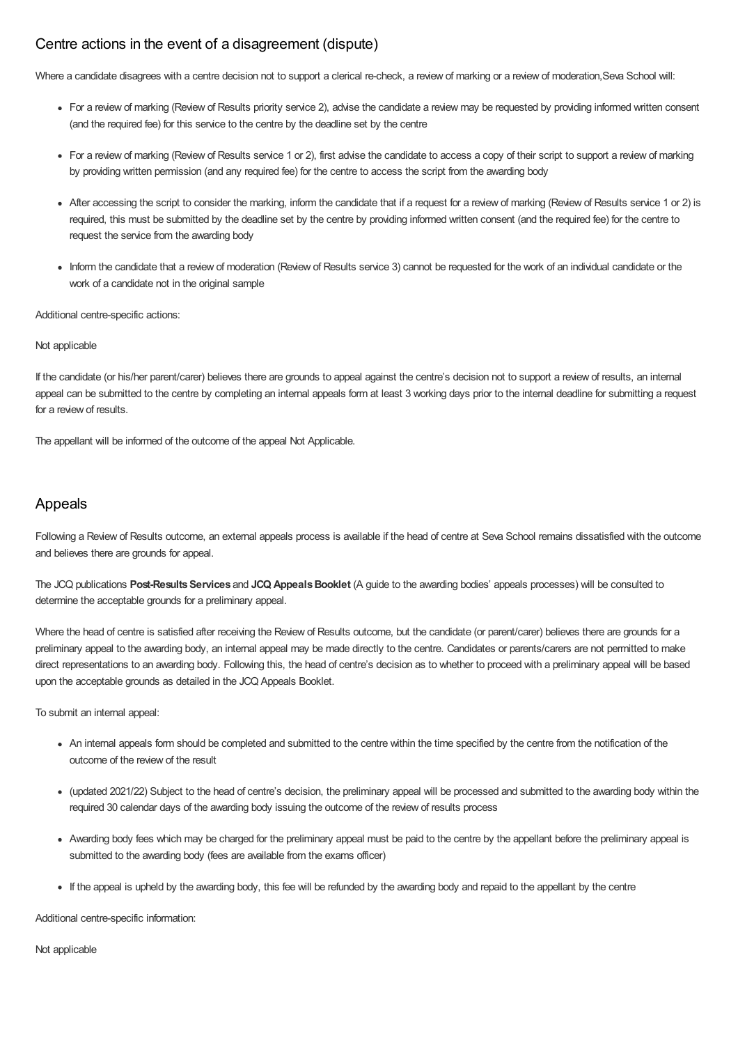## Centre actions in the event of a disagreement (dispute)

Where a candidate disagrees with a centre decision not to support a clerical re-check, a review of marking or a review of moderation,Seva School will:

- For a review of marking (Review of Results priority service 2), advise the candidate a review may be requested by providing informed written consent (and the required fee) for this service to the centre by the deadline set by the centre
- For a review of marking (Review of Results service 1 or 2), first advise the candidate to access a copy of their script to support a review of marking by providing written permission (and any required fee) for the centre to access the script from the awarding body
- After accessing the script to consider the marking, inform the candidate that if a request for a review of marking (Review of Results service 1 or 2) is required, this must be submitted by the deadline set by the centre by providing informed written consent (and the required fee) for the centre to request the service from the awarding body
- Inform the candidate that a review of moderation (Review of Results service 3) cannot be requested for the work of an individual candidate or the work of a candidate not in the original sample

Additional centre-specific actions:

Not applicable

If the candidate (or his/her parent/carer) believes there are grounds to appeal against the centre's decision not to support a review of results, an internal appeal can be submitted to the centre by completing an internal appeals form at least 3 working days prior to the internal deadline for submitting a request for a review of results.

The appellant will be informed of the outcome of the appeal Not Applicable.

## Appeals

Following a Review of Results outcome, an external appeals process is available if the head of centre at Seva School remains dissatisfied with the outcome and believes there are grounds for appeal.

The JCQ publications **Post-Results Services** and **JCQ Appeals Booklet** (A guide to the awarding bodies' appeals processes) will be consulted to determine the acceptable grounds for a preliminary appeal.

Where the head of centre is satisfied after receiving the Review of Results outcome, but the candidate (or parent/carer) believes there are grounds for a preliminary appeal to the awarding body, an internal appeal may be made directly to the centre. Candidates or parents/carers are not permitted to make direct representations to an awarding body. Following this, the head of centre's decision as to whether to proceed with a preliminary appeal will be based upon the acceptable grounds as detailed in the JCQ Appeals Booklet.

To submit an internal appeal:

- An internal appeals form should be completed and submitted to the centre within the time specified by the centre from the notification of the outcome of the review of the result
- (updated 2021/22) Subject to the head of centre's decision, the preliminary appeal will be processed and submitted to the awarding body within the required 30 calendar days of the awarding body issuing the outcome of the review of results process
- Awarding body fees which may be charged for the preliminary appeal must be paid to the centre by the appellant before the preliminary appeal is submitted to the awarding body (fees are available from the exams officer)
- If the appeal is upheld by the awarding body, this fee will be refunded by the awarding body and repaid to the appellant by the centre

Additional centre-specific information:

Not applicable